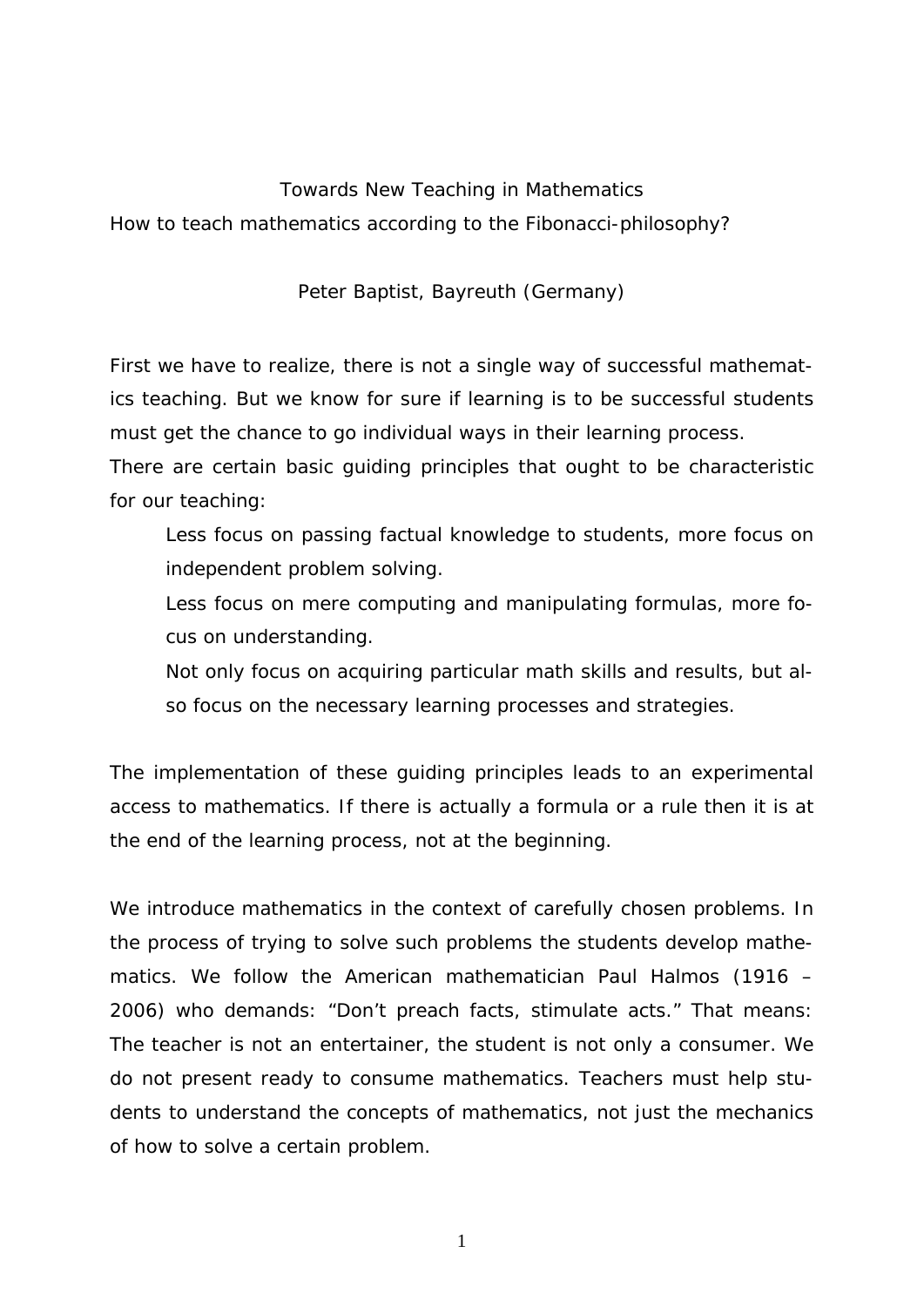# Towards New Teaching in Mathematics

## How to teach mathematics according to the Fibonacci-philosophy?

Peter Baptist, Bayreuth (Germany)

First we have to realize, there is not a single way of successful mathematics teaching. But we know for sure if learning is to be successful students must get the chance to go individual ways in their learning process.
There are certain basic guiding principles that ought to be characteristic for our teaching:

- Less focus on passing factual knowledge to students, more focus on independent problem solving.
- Less focus on mere computing and manipulating formulas, more focus on understanding.
- Not only focus on acquiring particular math skills and results, but also focus on the necessary learning processes and strategies.

The implementation of these guiding principles leads to an experimental access to mathematics. If there is actually a formula or a rule then it is at the end of the learning process, not at the beginning.

We introduce mathematics in the context of carefully chosen problems. In the process of trying to solve such problems the students develop mathematics. We follow the American mathematician Paul Halmos (1916 – 2006) who demands: "Don't preach facts, stimulate acts." That means: The teacher is not an entertainer, the student is not only a consumer. We do not present ready to consume mathematics. Teachers must help students to understand the concepts of mathematics, not just the mechanics of how to solve a certain problem.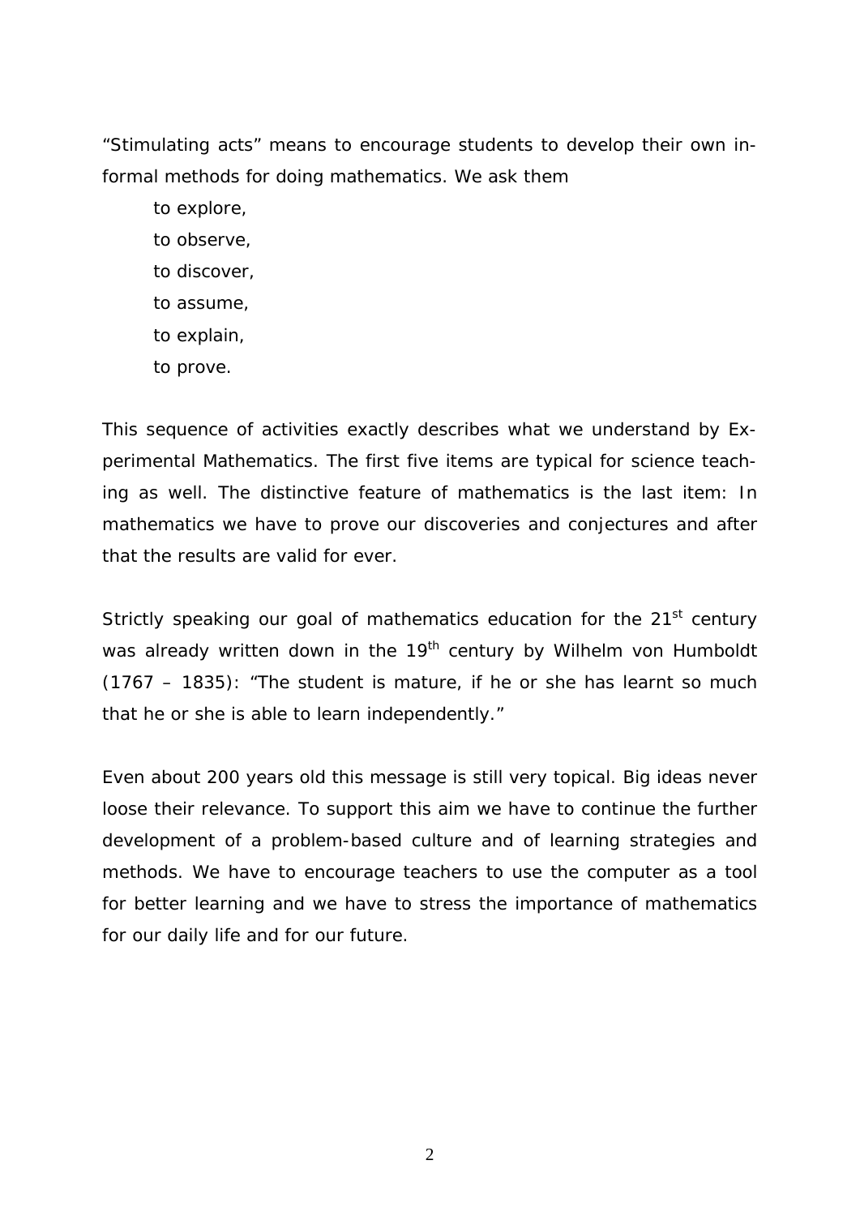"Stimulating acts" means to encourage students to develop their own informal methods for doing mathematics. We ask them

to explore,
to observe,
to discover,
to assume,
to explain,
to prove.

This sequence of activities exactly describes what we understand by Experimental Mathematics. The first five items are typical for science teaching as well. The distinctive feature of mathematics is the last item: In mathematics we have to prove our discoveries and conjectures and after that the results are valid for ever.

Strictly speaking our goal of mathematics education for the 21st century was already written down in the 19th century by Wilhelm von Humboldt (1767 – 1835): "The student is mature, if he or she has learnt so much that he or she is able to learn independently."

Even about 200 years old this message is still very topical. Big ideas never loose their relevance. To support this aim we have to continue the further development of a problem-based culture and of learning strategies and methods. We have to encourage teachers to use the computer as a tool for better learning and we have to stress the importance of mathematics for our daily life and for our future.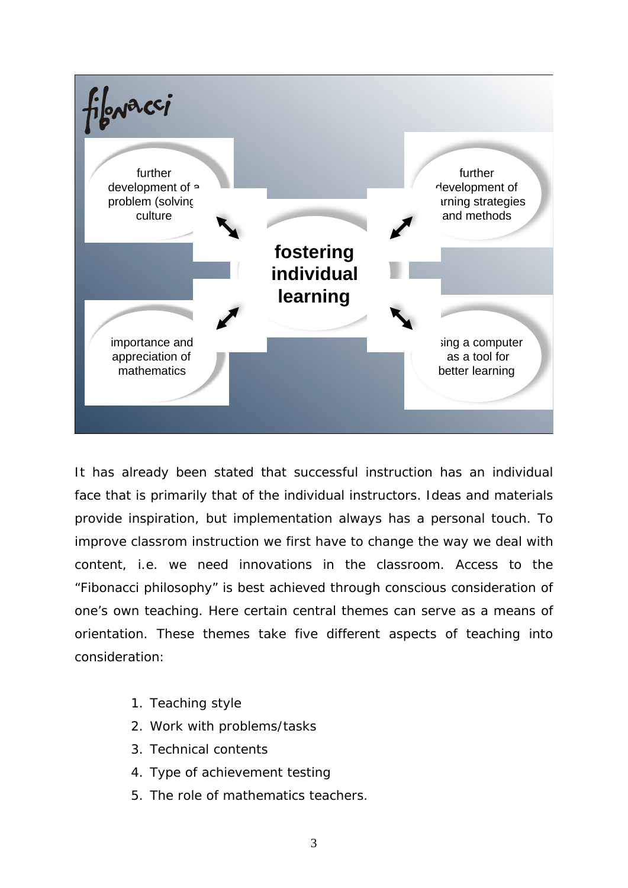fibonacci

further development of a problem (solving) culture

further development of learning strategies and methods

**fostering individual learning**

importance and appreciation of mathematics

using a computer as a tool for better learning

It has already been stated that successful instruction has an individual face that is primarily that of the individual instructors. Ideas and materials provide inspiration, but implementation always has a personal touch. To improve classrom instruction we first have to change the way we deal with content, i.e. we need innovations in the classroom. Access to the "Fibonacci philosophy" is best achieved through conscious consideration of one's own teaching. Here certain central themes can serve as a means of orientation. These themes take five different aspects of teaching into consideration:

1. Teaching style
2. Work with problems/tasks
3. Technical contents
4. Type of achievement testing
5. The role of mathematics teachers.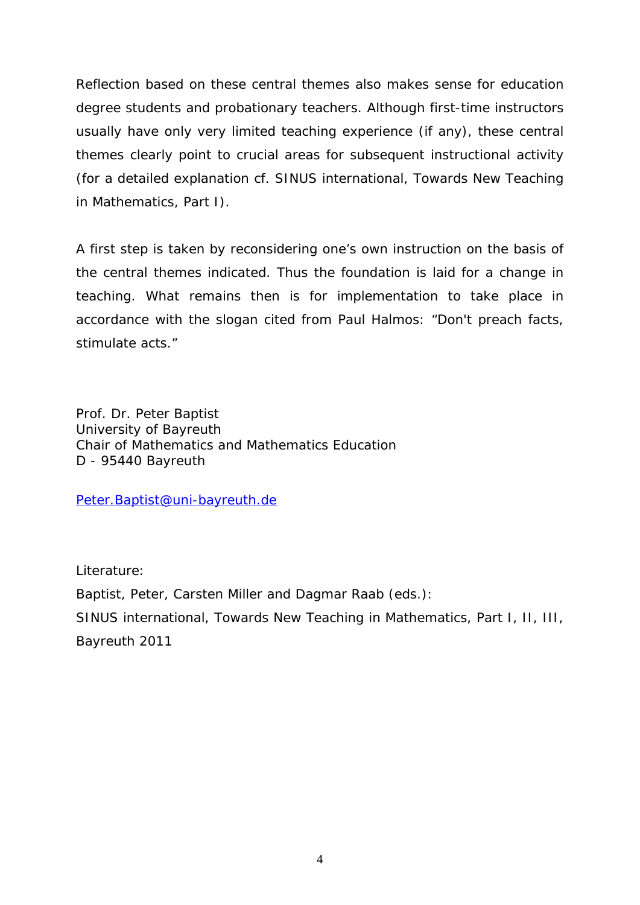Reflection based on these central themes also makes sense for education degree students and probationary teachers. Although first-time instructors usually have only very limited teaching experience (if any), these central themes clearly point to crucial areas for subsequent instructional activity (for a detailed explanation cf. SINUS international, Towards New Teaching in Mathematics, Part I).

A first step is taken by reconsidering one's own instruction on the basis of the central themes indicated. Thus the foundation is laid for a change in teaching. What remains then is for implementation to take place in accordance with the slogan cited from Paul Halmos: "Don't preach facts, stimulate acts."

Prof. Dr. Peter Baptist
University of Bayreuth
Chair of Mathematics and Mathematics Education
D - 95440 Bayreuth

Peter.Baptist@uni-bayreuth.de

Literature:

Baptist, Peter, Carsten Miller and Dagmar Raab (eds.):
SINUS international, Towards New Teaching in Mathematics, Part I, II, III, Bayreuth 2011